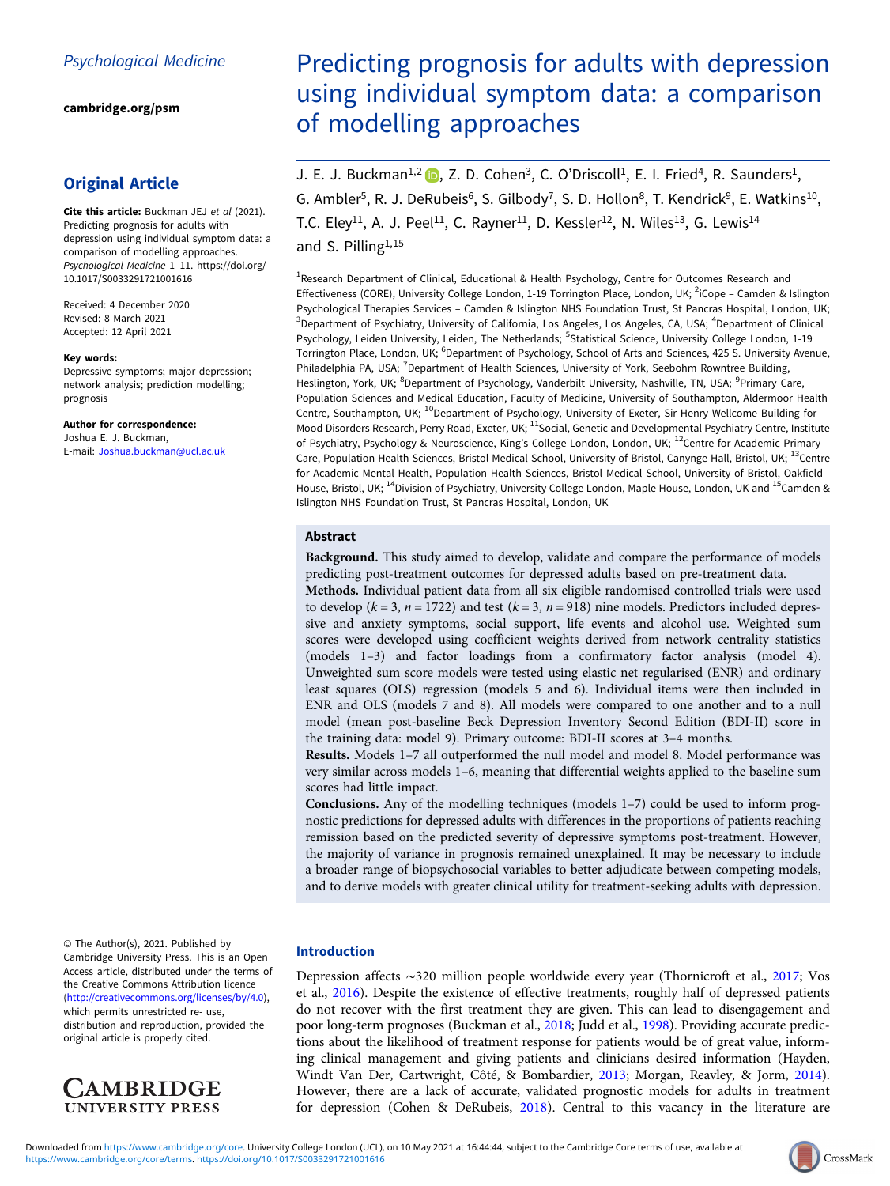Psychological Medicine

cambridge.org/psm

## Original Article

**Cite this article:** Buckman JEJ *et al* (2021). Predicting prognosis for adults with depression using individual symptom data: a comparison of modelling approaches. *Psychological Medicine* 1–11. https://doi.org/10.1017/S0033291721001616

Received: 4 December 2020
Revised: 8 March 2021
Accepted: 12 April 2021

**Key words:**
Depressive symptoms; major depression; network analysis; prediction modelling; prognosis

**Author for correspondence:**
Joshua E. J. Buckman,
E-mail: Joshua.buckman@ucl.ac.uk

© The Author(s), 2021. Published by Cambridge University Press. This is an Open Access article, distributed under the terms of the Creative Commons Attribution licence (http://creativecommons.org/licenses/by/4.0), which permits unrestricted re- use, distribution and reproduction, provided the original article is properly cited.

# Predicting prognosis for adults with depression using individual symptom data: a comparison of modelling approaches

J. E. J. Buckman[1,2], Z. D. Cohen[3], C. O'Driscoll[1], E. I. Fried[4], R. Saunders[1], G. Ambler[5], R. J. DeRubeis[6], S. Gilbody[7], S. D. Hollon[8], T. Kendrick[9], E. Watkins[10], T.C. Eley[11], A. J. Peel[11], C. Rayner[11], D. Kessler[12], N. Wiles[13], G. Lewis[14] and S. Pilling[1,15]

[1]Research Department of Clinical, Educational & Health Psychology, Centre for Outcomes Research and Effectiveness (CORE), University College London, 1-19 Torrington Place, London, UK; [2]iCope – Camden & Islington Psychological Therapies Services – Camden & Islington NHS Foundation Trust, St Pancras Hospital, London, UK; [3]Department of Psychiatry, University of California, Los Angeles, Los Angeles, CA, USA; [4]Department of Clinical Psychology, Leiden University, Leiden, The Netherlands; [5]Statistical Science, University College London, 1-19 Torrington Place, London, UK; [6]Department of Psychology, School of Arts and Sciences, 425 S. University Avenue, Philadelphia PA, USA; [7]Department of Health Sciences, University of York, Seebohm Rowntree Building, Heslington, York, UK; [8]Department of Psychology, Vanderbilt University, Nashville, TN, USA; [9]Primary Care, Population Sciences and Medical Education, Faculty of Medicine, University of Southampton, Aldermoor Health Centre, Southampton, UK; [10]Department of Psychology, University of Exeter, Sir Henry Wellcome Building for Mood Disorders Research, Perry Road, Exeter, UK; [11]Social, Genetic and Developmental Psychiatry Centre, Institute of Psychiatry, Psychology & Neuroscience, King's College London, London, UK; [12]Centre for Academic Primary Care, Population Health Sciences, Bristol Medical School, University of Bristol, Canynge Hall, Bristol, UK; [13]Centre for Academic Mental Health, Population Health Sciences, Bristol Medical School, University of Bristol, Oakfield House, Bristol, UK; [14]Division of Psychiatry, University College London, Maple House, London, UK and [15]Camden & Islington NHS Foundation Trust, St Pancras Hospital, London, UK

## Abstract

**Background.** This study aimed to develop, validate and compare the performance of models predicting post-treatment outcomes for depressed adults based on pre-treatment data.

**Methods.** Individual patient data from all six eligible randomised controlled trials were used to develop ($k = 3$, $n = 1722$) and test ($k = 3$, $n = 918$) nine models. Predictors included depressive and anxiety symptoms, social support, life events and alcohol use. Weighted sum scores were developed using coefficient weights derived from network centrality statistics (models 1–3) and factor loadings from a confirmatory factor analysis (model 4). Unweighted sum score models were tested using elastic net regularised (ENR) and ordinary least squares (OLS) regression (models 5 and 6). Individual items were then included in ENR and OLS (models 7 and 8). All models were compared to one another and to a null model (mean post-baseline Beck Depression Inventory Second Edition (BDI-II) score in the training data: model 9). Primary outcome: BDI-II scores at 3–4 months.

**Results.** Models 1–7 all outperformed the null model and model 8. Model performance was very similar across models 1–6, meaning that differential weights applied to the baseline sum scores had little impact.

**Conclusions.** Any of the modelling techniques (models 1–7) could be used to inform prognostic predictions for depressed adults with differences in the proportions of patients reaching remission based on the predicted severity of depressive symptoms post-treatment. However, the majority of variance in prognosis remained unexplained. It may be necessary to include a broader range of biopsychosocial variables to better adjudicate between competing models, and to derive models with greater clinical utility for treatment-seeking adults with depression.

## Introduction

Depression affects ~320 million people worldwide every year (Thornicroft et al., 2017; Vos et al., 2016). Despite the existence of effective treatments, roughly half of depressed patients do not recover with the first treatment they are given. This can lead to disengagement and poor long-term prognoses (Buckman et al., 2018; Judd et al., 1998). Providing accurate predictions about the likelihood of treatment response for patients would be of great value, informing clinical management and giving patients and clinicians desired information (Hayden, Windt Van Der, Cartwright, Côté, & Bombardier, 2013; Morgan, Reavley, & Jorm, 2014). However, there are a lack of accurate, validated prognostic models for adults in treatment for depression (Cohen & DeRubeis, 2018). Central to this vacancy in the literature are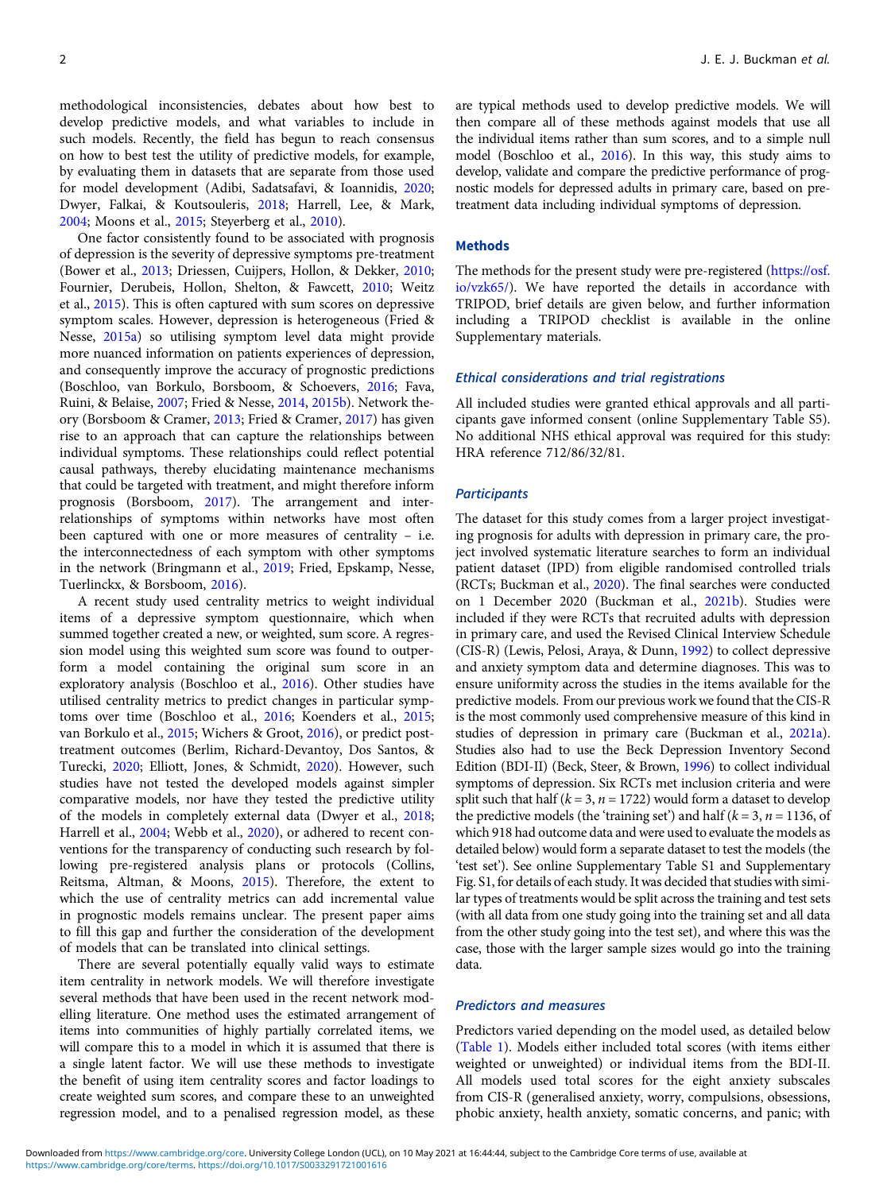methodological inconsistencies, debates about how best to develop predictive models, and what variables to include in such models. Recently, the field has begun to reach consensus on how to best test the utility of predictive models, for example, by evaluating them in datasets that are separate from those used for model development (Adibi, Sadatsafavi, & Ioannidis, 2020; Dwyer, Falkai, & Koutsouleris, 2018; Harrell, Lee, & Mark, 2004; Moons et al., 2015; Steyerberg et al., 2010).

One factor consistently found to be associated with prognosis of depression is the severity of depressive symptoms pre-treatment (Bower et al., 2013; Driessen, Cuijpers, Hollon, & Dekker, 2010; Fournier, Derubeis, Hollon, Shelton, & Fawcett, 2010; Weitz et al., 2015). This is often captured with sum scores on depressive symptom scales. However, depression is heterogeneous (Fried & Nesse, 2015a) so utilising symptom level data might provide more nuanced information on patients experiences of depression, and consequently improve the accuracy of prognostic predictions (Boschloo, van Borkulo, Borsboom, & Schoevers, 2016; Fava, Ruini, & Belaise, 2007; Fried & Nesse, 2014, 2015b). Network theory (Borsboom & Cramer, 2013; Fried & Cramer, 2017) has given rise to an approach that can capture the relationships between individual symptoms. These relationships could reflect potential causal pathways, thereby elucidating maintenance mechanisms that could be targeted with treatment, and might therefore inform prognosis (Borsboom, 2017). The arrangement and interrelationships of symptoms within networks have most often been captured with one or more measures of centrality – i.e. the interconnectedness of each symptom with other symptoms in the network (Bringmann et al., 2019; Fried, Epskamp, Nesse, Tuerlinckx, & Borsboom, 2016).

A recent study used centrality metrics to weight individual items of a depressive symptom questionnaire, which when summed together created a new, or weighted, sum score. A regression model using this weighted sum score was found to outperform a model containing the original sum score in an exploratory analysis (Boschloo et al., 2016). Other studies have utilised centrality metrics to predict changes in particular symptoms over time (Boschloo et al., 2016; Koenders et al., 2015; van Borkulo et al., 2015; Wichers & Groot, 2016), or predict post-treatment outcomes (Berlim, Richard-Devantoy, Dos Santos, & Turecki, 2020; Elliott, Jones, & Schmidt, 2020). However, such studies have not tested the developed models against simpler comparative models, nor have they tested the predictive utility of the models in completely external data (Dwyer et al., 2018; Harrell et al., 2004; Webb et al., 2020), or adhered to recent conventions for the transparency of conducting such research by following pre-registered analysis plans or protocols (Collins, Reitsma, Altman, & Moons, 2015). Therefore, the extent to which the use of centrality metrics can add incremental value in prognostic models remains unclear. The present paper aims to fill this gap and further the consideration of the development of models that can be translated into clinical settings.

There are several potentially equally valid ways to estimate item centrality in network models. We will therefore investigate several methods that have been used in the recent network modelling literature. One method uses the estimated arrangement of items into communities of highly partially correlated items, we will compare this to a model in which it is assumed that there is a single latent factor. We will use these methods to investigate the benefit of using item centrality scores and factor loadings to create weighted sum scores, and compare these to an unweighted regression model, and to a penalised regression model, as these are typical methods used to develop predictive models. We will then compare all of these methods against models that use all the individual items rather than sum scores, and to a simple null model (Boschloo et al., 2016). In this way, this study aims to develop, validate and compare the predictive performance of prognostic models for depressed adults in primary care, based on pre-treatment data including individual symptoms of depression.

## Methods

The methods for the present study were pre-registered (https://osf.io/vzk65/). We have reported the details in accordance with TRIPOD, brief details are given below, and further information including a TRIPOD checklist is available in the online Supplementary materials.

### *Ethical considerations and trial registrations*

All included studies were granted ethical approvals and all participants gave informed consent (online Supplementary Table S5). No additional NHS ethical approval was required for this study: HRA reference 712/86/32/81.

### *Participants*

The dataset for this study comes from a larger project investigating prognosis for adults with depression in primary care, the project involved systematic literature searches to form an individual patient dataset (IPD) from eligible randomised controlled trials (RCTs; Buckman et al., 2020). The final searches were conducted on 1 December 2020 (Buckman et al., 2021b). Studies were included if they were RCTs that recruited adults with depression in primary care, and used the Revised Clinical Interview Schedule (CIS-R) (Lewis, Pelosi, Araya, & Dunn, 1992) to collect depressive and anxiety symptom data and determine diagnoses. This was to ensure uniformity across the studies in the items available for the predictive models. From our previous work we found that the CIS-R is the most commonly used comprehensive measure of this kind in studies of depression in primary care (Buckman et al., 2021a). Studies also had to use the Beck Depression Inventory Second Edition (BDI-II) (Beck, Steer, & Brown, 1996) to collect individual symptoms of depression. Six RCTs met inclusion criteria and were split such that half ($k = 3$, $n = 1722$) would form a dataset to develop the predictive models (the 'training set') and half ($k = 3$, $n = 1136$, of which 918 had outcome data and were used to evaluate the models as detailed below) would form a separate dataset to test the models (the 'test set'). See online Supplementary Table S1 and Supplementary Fig. S1, for details of each study. It was decided that studies with similar types of treatments would be split across the training and test sets (with all data from one study going into the training set and all data from the other study going into the test set), and where this was the case, those with the larger sample sizes would go into the training data.

### *Predictors and measures*

Predictors varied depending on the model used, as detailed below (Table 1). Models either included total scores (with items either weighted or unweighted) or individual items from the BDI-II. All models used total scores for the eight anxiety subscales from CIS-R (generalised anxiety, worry, compulsions, obsessions, phobic anxiety, health anxiety, somatic concerns, and panic; with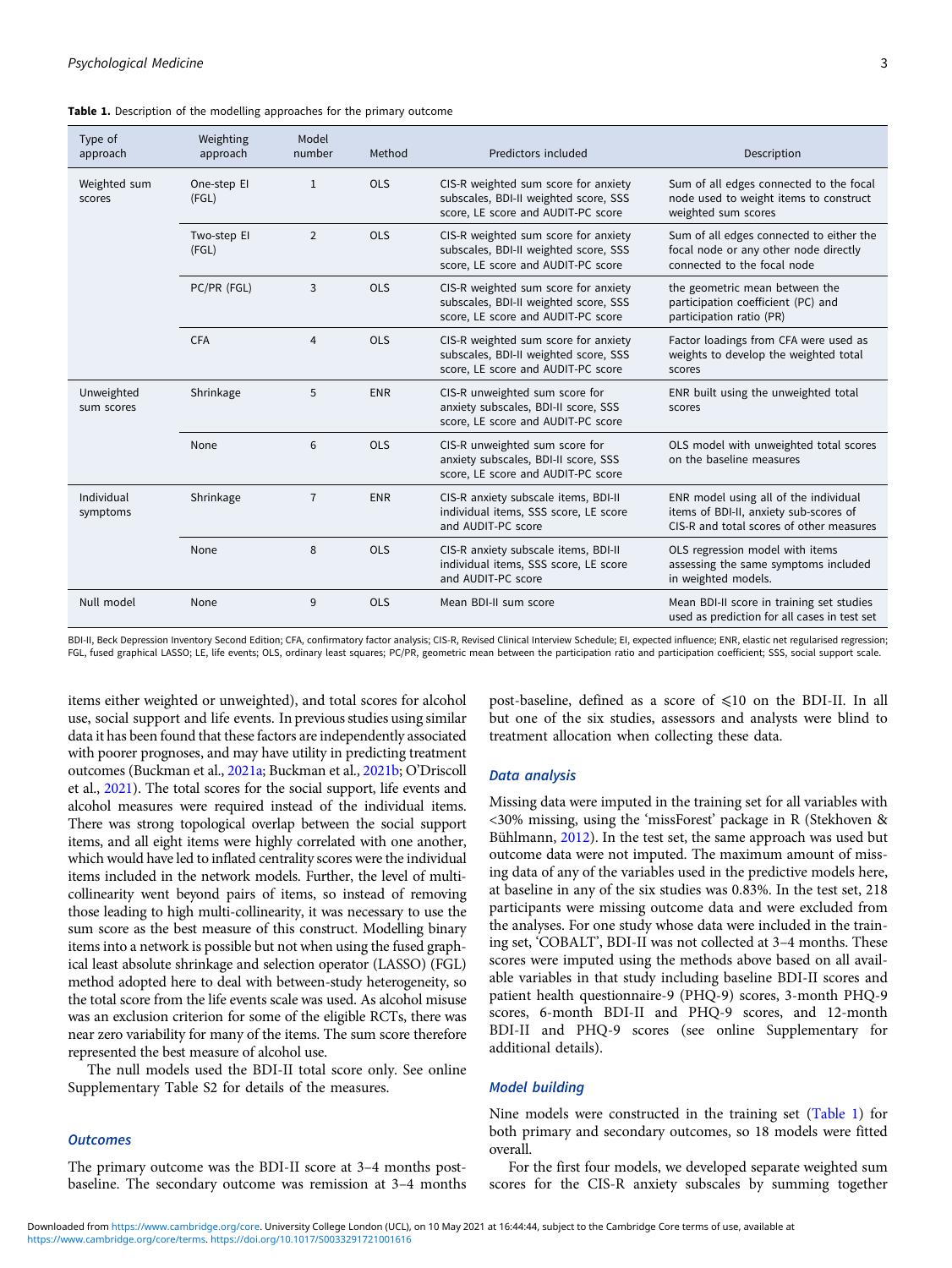**Table 1.** Description of the modelling approaches for the primary outcome

| Type of approach | Weighting approach | Model number | Method | Predictors included | Description |
|---|---|---|---|---|---|
| Weighted sum scores | One-step EI (FGL) | 1 | OLS | CIS-R weighted sum score for anxiety subscales, BDI-II weighted score, SSS score, LE score and AUDIT-PC score | Sum of all edges connected to the focal node used to weight items to construct weighted sum scores |
| | Two-step EI (FGL) | 2 | OLS | CIS-R weighted sum score for anxiety subscales, BDI-II weighted score, SSS score, LE score and AUDIT-PC score | Sum of all edges connected to either the focal node or any other node directly connected to the focal node |
| | PC/PR (FGL) | 3 | OLS | CIS-R weighted sum score for anxiety subscales, BDI-II weighted score, SSS score, LE score and AUDIT-PC score | the geometric mean between the participation coefficient (PC) and participation ratio (PR) |
| | CFA | 4 | OLS | CIS-R weighted sum score for anxiety subscales, BDI-II weighted score, SSS score, LE score and AUDIT-PC score | Factor loadings from CFA were used as weights to develop the weighted total scores |
| Unweighted sum scores | Shrinkage | 5 | ENR | CIS-R unweighted sum score for anxiety subscales, BDI-II score, SSS score, LE score and AUDIT-PC score | ENR built using the unweighted total scores |
| | None | 6 | OLS | CIS-R unweighted sum score for anxiety subscales, BDI-II score, SSS score, LE score and AUDIT-PC score | OLS model with unweighted total scores on the baseline measures |
| Individual symptoms | Shrinkage | 7 | ENR | CIS-R anxiety subscale items, BDI-II individual items, SSS score, LE score and AUDIT-PC score | ENR model using all of the individual items of BDI-II, anxiety sub-scores of CIS-R and total scores of other measures |
| | None | 8 | OLS | CIS-R anxiety subscale items, BDI-II individual items, SSS score, LE score and AUDIT-PC score | OLS regression model with items assessing the same symptoms included in weighted models. |
| Null model | None | 9 | OLS | Mean BDI-II sum score | Mean BDI-II score in training set studies used as prediction for all cases in test set |

BDI-II, Beck Depression Inventory Second Edition; CFA, confirmatory factor analysis; CIS-R, Revised Clinical Interview Schedule; EI, expected influence; ENR, elastic net regularised regression; FGL, fused graphical LASSO; LE, life events; OLS, ordinary least squares; PC/PR, geometric mean between the participation ratio and participation coefficient; SSS, social support scale.

items either weighted or unweighted), and total scores for alcohol use, social support and life events. In previous studies using similar data it has been found that these factors are independently associated with poorer prognoses, and may have utility in predicting treatment outcomes (Buckman et al., 2021a; Buckman et al., 2021b; O'Driscoll et al., 2021). The total scores for the social support, life events and alcohol measures were required instead of the individual items. There was strong topological overlap between the social support items, and all eight items were highly correlated with one another, which would have led to inflated centrality scores were the individual items included in the network models. Further, the level of multi-collinearity went beyond pairs of items, so instead of removing those leading to high multi-collinearity, it was necessary to use the sum score as the best measure of this construct. Modelling binary items into a network is possible but not when using the fused graphical least absolute shrinkage and selection operator (LASSO) (FGL) method adopted here to deal with between-study heterogeneity, so the total score from the life events scale was used. As alcohol misuse was an exclusion criterion for some of the eligible RCTs, there was near zero variability for many of the items. The sum score therefore represented the best measure of alcohol use.

The null models used the BDI-II total score only. See online Supplementary Table S2 for details of the measures.

### Outcomes

The primary outcome was the BDI-II score at 3–4 months post-baseline. The secondary outcome was remission at 3–4 months post-baseline, defined as a score of ⩽10 on the BDI-II. In all but one of the six studies, assessors and analysts were blind to treatment allocation when collecting these data.

### Data analysis

Missing data were imputed in the training set for all variables with <30% missing, using the 'missForest' package in R (Stekhoven & Bühlmann, 2012). In the test set, the same approach was used but outcome data were not imputed. The maximum amount of missing data of any of the variables used in the predictive models here, at baseline in any of the six studies was 0.83%. In the test set, 218 participants were missing outcome data and were excluded from the analyses. For one study whose data were included in the training set, 'COBALT', BDI-II was not collected at 3–4 months. These scores were imputed using the methods above based on all available variables in that study including baseline BDI-II scores and patient health questionnaire-9 (PHQ-9) scores, 3-month PHQ-9 scores, 6-month BDI-II and PHQ-9 scores, and 12-month BDI-II and PHQ-9 scores (see online Supplementary for additional details).

### Model building

Nine models were constructed in the training set (Table 1) for both primary and secondary outcomes, so 18 models were fitted overall.

For the first four models, we developed separate weighted sum scores for the CIS-R anxiety subscales by summing together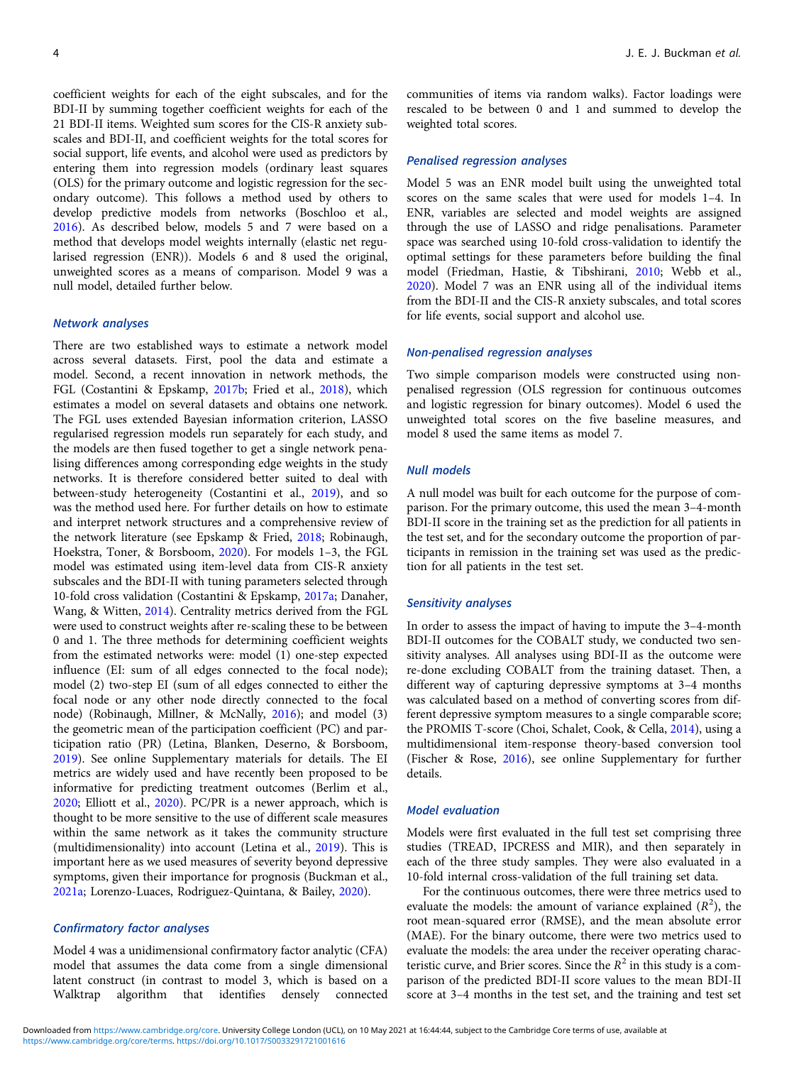coefficient weights for each of the eight subscales, and for the BDI-II by summing together coefficient weights for each of the 21 BDI-II items. Weighted sum scores for the CIS-R anxiety subscales and BDI-II, and coefficient weights for the total scores for social support, life events, and alcohol were used as predictors by entering them into regression models (ordinary least squares (OLS) for the primary outcome and logistic regression for the secondary outcome). This follows a method used by others to develop predictive models from networks (Boschloo et al., 2016). As described below, models 5 and 7 were based on a method that develops model weights internally (elastic net regularised regression (ENR)). Models 6 and 8 used the original, unweighted scores as a means of comparison. Model 9 was a null model, detailed further below.

### Network analyses

There are two established ways to estimate a network model across several datasets. First, pool the data and estimate a model. Second, a recent innovation in network methods, the FGL (Costantini & Epskamp, 2017b; Fried et al., 2018), which estimates a model on several datasets and obtains one network. The FGL uses extended Bayesian information criterion, LASSO regularised regression models run separately for each study, and the models are then fused together to get a single network penalising differences among corresponding edge weights in the study networks. It is therefore considered better suited to deal with between-study heterogeneity (Costantini et al., 2019), and so was the method used here. For further details on how to estimate and interpret network structures and a comprehensive review of the network literature (see Epskamp & Fried, 2018; Robinaugh, Hoekstra, Toner, & Borsboom, 2020). For models 1–3, the FGL model was estimated using item-level data from CIS-R anxiety subscales and the BDI-II with tuning parameters selected through 10-fold cross validation (Costantini & Epskamp, 2017a; Danaher, Wang, & Witten, 2014). Centrality metrics derived from the FGL were used to construct weights after re-scaling these to be between 0 and 1. The three methods for determining coefficient weights from the estimated networks were: model (1) one-step expected influence (EI: sum of all edges connected to the focal node); model (2) two-step EI (sum of all edges connected to either the focal node or any other node directly connected to the focal node) (Robinaugh, Millner, & McNally, 2016); and model (3) the geometric mean of the participation coefficient (PC) and participation ratio (PR) (Letina, Blanken, Deserno, & Borsboom, 2019). See online Supplementary materials for details. The EI metrics are widely used and have recently been proposed to be informative for predicting treatment outcomes (Berlim et al., 2020; Elliott et al., 2020). PC/PR is a newer approach, which is thought to be more sensitive to the use of different scale measures within the same network as it takes the community structure (multidimensionality) into account (Letina et al., 2019). This is important here as we used measures of severity beyond depressive symptoms, given their importance for prognosis (Buckman et al., 2021a; Lorenzo-Luaces, Rodriguez-Quintana, & Bailey, 2020).

### Confirmatory factor analyses

Model 4 was a unidimensional confirmatory factor analytic (CFA) model that assumes the data come from a single dimensional latent construct (in contrast to model 3, which is based on a Walktrap algorithm that identifies densely connected communities of items via random walks). Factor loadings were rescaled to be between 0 and 1 and summed to develop the weighted total scores.

### Penalised regression analyses

Model 5 was an ENR model built using the unweighted total scores on the same scales that were used for models 1–4. In ENR, variables are selected and model weights are assigned through the use of LASSO and ridge penalisations. Parameter space was searched using 10-fold cross-validation to identify the optimal settings for these parameters before building the final model (Friedman, Hastie, & Tibshirani, 2010; Webb et al., 2020). Model 7 was an ENR using all of the individual items from the BDI-II and the CIS-R anxiety subscales, and total scores for life events, social support and alcohol use.

### Non-penalised regression analyses

Two simple comparison models were constructed using non-penalised regression (OLS regression for continuous outcomes and logistic regression for binary outcomes). Model 6 used the unweighted total scores on the five baseline measures, and model 8 used the same items as model 7.

### Null models

A null model was built for each outcome for the purpose of comparison. For the primary outcome, this used the mean 3–4-month BDI-II score in the training set as the prediction for all patients in the test set, and for the secondary outcome the proportion of participants in remission in the training set was used as the prediction for all patients in the test set.

### Sensitivity analyses

In order to assess the impact of having to impute the 3–4-month BDI-II outcomes for the COBALT study, we conducted two sensitivity analyses. All analyses using BDI-II as the outcome were re-done excluding COBALT from the training dataset. Then, a different way of capturing depressive symptoms at 3–4 months was calculated based on a method of converting scores from different depressive symptom measures to a single comparable score; the PROMIS T-score (Choi, Schalet, Cook, & Cella, 2014), using a multidimensional item-response theory-based conversion tool (Fischer & Rose, 2016), see online Supplementary for further details.

### Model evaluation

Models were first evaluated in the full test set comprising three studies (TREAD, IPCRESS and MIR), and then separately in each of the three study samples. They were also evaluated in a 10-fold internal cross-validation of the full training set data.

For the continuous outcomes, there were three metrics used to evaluate the models: the amount of variance explained ($R^2$), the root mean-squared error (RMSE), and the mean absolute error (MAE). For the binary outcome, there were two metrics used to evaluate the models: the area under the receiver operating characteristic curve, and Brier scores. Since the $R^2$ in this study is a comparison of the predicted BDI-II score values to the mean BDI-II score at 3–4 months in the test set, and the training and test set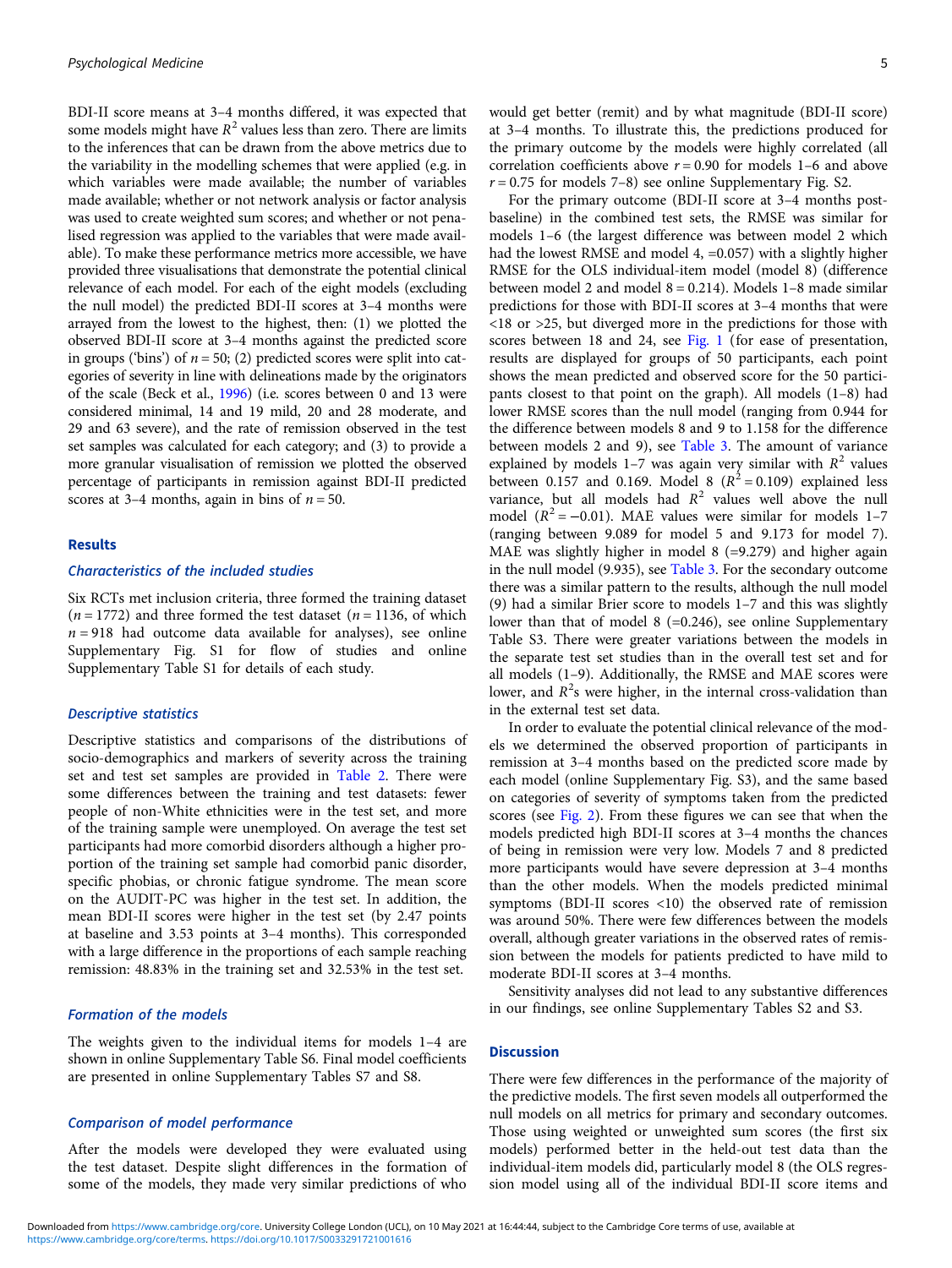BDI-II score means at 3–4 months differed, it was expected that some models might have $R^2$ values less than zero. There are limits to the inferences that can be drawn from the above metrics due to the variability in the modelling schemes that were applied (e.g. in which variables were made available; the number of variables made available; whether or not network analysis or factor analysis was used to create weighted sum scores; and whether or not penalised regression was applied to the variables that were made available). To make these performance metrics more accessible, we have provided three visualisations that demonstrate the potential clinical relevance of each model. For each of the eight models (excluding the null model) the predicted BDI-II scores at 3–4 months were arrayed from the lowest to the highest, then: (1) we plotted the observed BDI-II score at 3–4 months against the predicted score in groups ('bins') of $n = 50$; (2) predicted scores were split into categories of severity in line with delineations made by the originators of the scale (Beck et al., 1996) (i.e. scores between 0 and 13 were considered minimal, 14 and 19 mild, 20 and 28 moderate, and 29 and 63 severe), and the rate of remission observed in the test set samples was calculated for each category; and (3) to provide a more granular visualisation of remission we plotted the observed percentage of participants in remission against BDI-II predicted scores at 3–4 months, again in bins of $n = 50$.

## Results

### Characteristics of the included studies

Six RCTs met inclusion criteria, three formed the training dataset ($n = 1772$) and three formed the test dataset ($n = 1136$, of which $n = 918$ had outcome data available for analyses), see online Supplementary Fig. S1 for flow of studies and online Supplementary Table S1 for details of each study.

### Descriptive statistics

Descriptive statistics and comparisons of the distributions of socio-demographics and markers of severity across the training set and test set samples are provided in Table 2. There were some differences between the training and test datasets: fewer people of non-White ethnicities were in the test set, and more of the training sample were unemployed. On average the test set participants had more comorbid disorders although a higher proportion of the training set sample had comorbid panic disorder, specific phobias, or chronic fatigue syndrome. The mean score on the AUDIT-PC was higher in the test set. In addition, the mean BDI-II scores were higher in the test set (by 2.47 points at baseline and 3.53 points at 3–4 months). This corresponded with a large difference in the proportions of each sample reaching remission: 48.83% in the training set and 32.53% in the test set.

### Formation of the models

The weights given to the individual items for models 1–4 are shown in online Supplementary Table S6. Final model coefficients are presented in online Supplementary Tables S7 and S8.

### Comparison of model performance

After the models were developed they were evaluated using the test dataset. Despite slight differences in the formation of some of the models, they made very similar predictions of who would get better (remit) and by what magnitude (BDI-II score) at 3–4 months. To illustrate this, the predictions produced for the primary outcome by the models were highly correlated (all correlation coefficients above $r = 0.90$ for models 1–6 and above $r = 0.75$ for models 7–8) see online Supplementary Fig. S2.

For the primary outcome (BDI-II score at 3–4 months post-baseline) in the combined test sets, the RMSE was similar for models 1–6 (the largest difference was between model 2 which had the lowest RMSE and model 4, =0.057) with a slightly higher RMSE for the OLS individual-item model (model 8) (difference between model 2 and model 8 = 0.214). Models 1–8 made similar predictions for those with BDI-II scores at 3–4 months that were <18 or >25, but diverged more in the predictions for those with scores between 18 and 24, see Fig. 1 (for ease of presentation, results are displayed for groups of 50 participants, each point shows the mean predicted and observed score for the 50 participants closest to that point on the graph). All models (1–8) had lower RMSE scores than the null model (ranging from 0.944 for the difference between models 8 and 9 to 1.158 for the difference between models 2 and 9), see Table 3. The amount of variance explained by models 1–7 was again very similar with $R^2$ values between 0.157 and 0.169. Model 8 ($R^2 = 0.109$) explained less variance, but all models had $R^2$ values well above the null model ($R^2 = -0.01$). MAE values were similar for models 1–7 (ranging between 9.089 for model 5 and 9.173 for model 7). MAE was slightly higher in model 8 (=9.279) and higher again in the null model (9.935), see Table 3. For the secondary outcome there was a similar pattern to the results, although the null model (9) had a similar Brier score to models 1–7 and this was slightly lower than that of model 8 (=0.246), see online Supplementary Table S3. There were greater variations between the models in the separate test set studies than in the overall test set and for all models (1–9). Additionally, the RMSE and MAE scores were lower, and $R^2$s were higher, in the internal cross-validation than in the external test set data.

In order to evaluate the potential clinical relevance of the models we determined the observed proportion of participants in remission at 3–4 months based on the predicted score made by each model (online Supplementary Fig. S3), and the same based on categories of severity of symptoms taken from the predicted scores (see Fig. 2). From these figures we can see that when the models predicted high BDI-II scores at 3–4 months the chances of being in remission were very low. Models 7 and 8 predicted more participants would have severe depression at 3–4 months than the other models. When the models predicted minimal symptoms (BDI-II scores <10) the observed rate of remission was around 50%. There were few differences between the models overall, although greater variations in the observed rates of remission between the models for patients predicted to have mild to moderate BDI-II scores at 3–4 months.

Sensitivity analyses did not lead to any substantive differences in our findings, see online Supplementary Tables S2 and S3.

## Discussion

There were few differences in the performance of the majority of the predictive models. The first seven models all outperformed the null models on all metrics for primary and secondary outcomes. Those using weighted or unweighted sum scores (the first six models) performed better in the held-out test data than the individual-item models did, particularly model 8 (the OLS regression model using all of the individual BDI-II score items and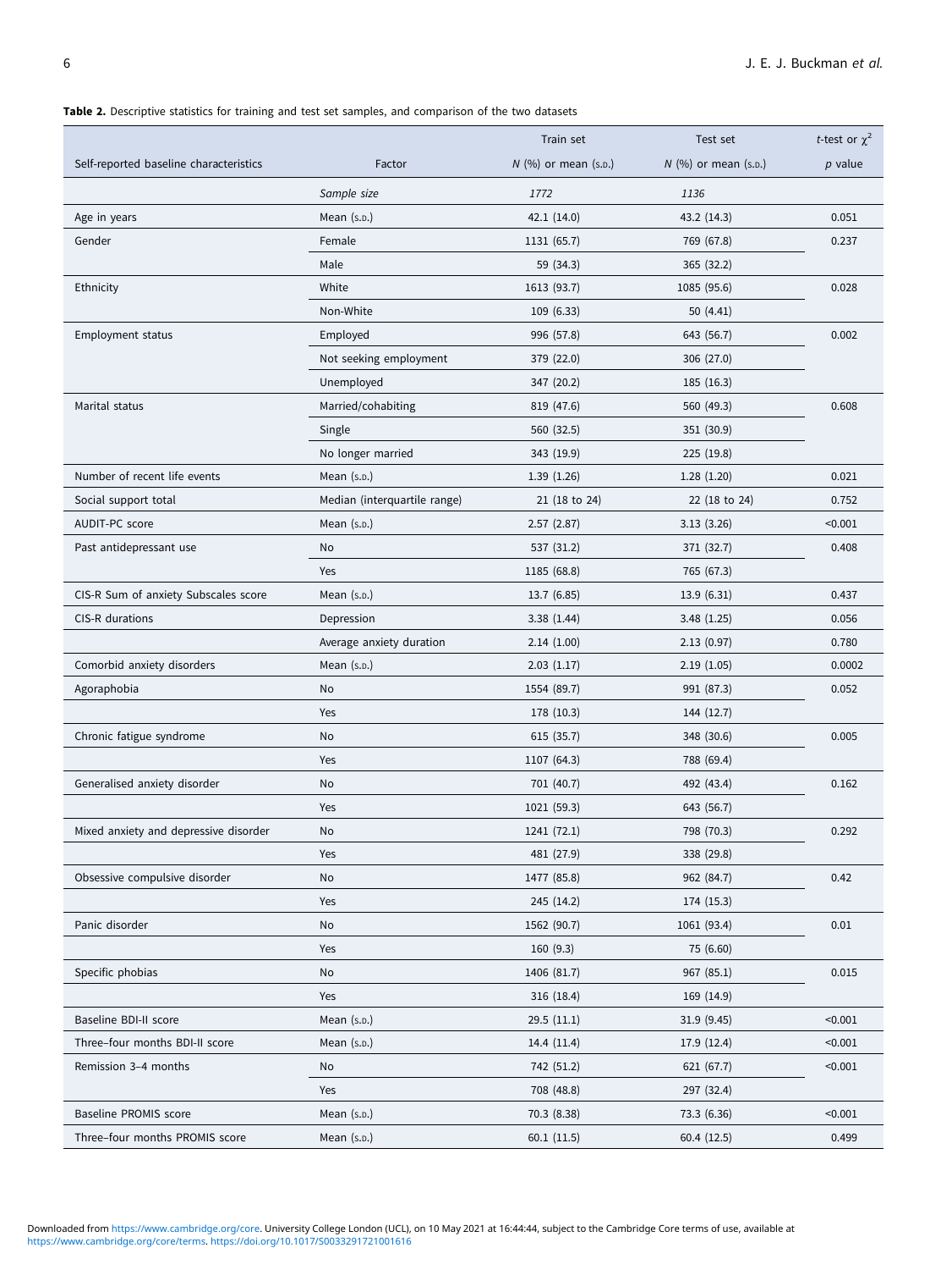**Table 2.** Descriptive statistics for training and test set samples, and comparison of the two datasets

| Self-reported baseline characteristics | Factor | Train set $N$ (%) or mean (S.D.) | Test set $N$ (%) or mean (S.D.) | $t$-test or $\chi^2$ $p$ value |
|---|---|---|---|---|
| | *Sample size* | *1772* | *1136* | |
| Age in years | Mean (S.D.) | 42.1 (14.0) | 43.2 (14.3) | 0.051 |
| Gender | Female | 1131 (65.7) | 769 (67.8) | 0.237 |
| | Male | 59 (34.3) | 365 (32.2) | |
| Ethnicity | White | 1613 (93.7) | 1085 (95.6) | 0.028 |
| | Non-White | 109 (6.33) | 50 (4.41) | |
| Employment status | Employed | 996 (57.8) | 643 (56.7) | 0.002 |
| | Not seeking employment | 379 (22.0) | 306 (27.0) | |
| | Unemployed | 347 (20.2) | 185 (16.3) | |
| Marital status | Married/cohabiting | 819 (47.6) | 560 (49.3) | 0.608 |
| | Single | 560 (32.5) | 351 (30.9) | |
| | No longer married | 343 (19.9) | 225 (19.8) | |
| Number of recent life events | Mean (S.D.) | 1.39 (1.26) | 1.28 (1.20) | 0.021 |
| Social support total | Median (interquartile range) | 21 (18 to 24) | 22 (18 to 24) | 0.752 |
| AUDIT-PC score | Mean (S.D.) | 2.57 (2.87) | 3.13 (3.26) | <0.001 |
| Past antidepressant use | No | 537 (31.2) | 371 (32.7) | 0.408 |
| | Yes | 1185 (68.8) | 765 (67.3) | |
| CIS-R Sum of anxiety Subscales score | Mean (S.D.) | 13.7 (6.85) | 13.9 (6.31) | 0.437 |
| CIS-R durations | Depression | 3.38 (1.44) | 3.48 (1.25) | 0.056 |
| | Average anxiety duration | 2.14 (1.00) | 2.13 (0.97) | 0.780 |
| Comorbid anxiety disorders | Mean (S.D.) | 2.03 (1.17) | 2.19 (1.05) | 0.0002 |
| Agoraphobia | No | 1554 (89.7) | 991 (87.3) | 0.052 |
| | Yes | 178 (10.3) | 144 (12.7) | |
| Chronic fatigue syndrome | No | 615 (35.7) | 348 (30.6) | 0.005 |
| | Yes | 1107 (64.3) | 788 (69.4) | |
| Generalised anxiety disorder | No | 701 (40.7) | 492 (43.4) | 0.162 |
| | Yes | 1021 (59.3) | 643 (56.7) | |
| Mixed anxiety and depressive disorder | No | 1241 (72.1) | 798 (70.3) | 0.292 |
| | Yes | 481 (27.9) | 338 (29.8) | |
| Obsessive compulsive disorder | No | 1477 (85.8) | 962 (84.7) | 0.42 |
| | Yes | 245 (14.2) | 174 (15.3) | |
| Panic disorder | No | 1562 (90.7) | 1061 (93.4) | 0.01 |
| | Yes | 160 (9.3) | 75 (6.60) | |
| Specific phobias | No | 1406 (81.7) | 967 (85.1) | 0.015 |
| | Yes | 316 (18.4) | 169 (14.9) | |
| Baseline BDI-II score | Mean (S.D.) | 29.5 (11.1) | 31.9 (9.45) | <0.001 |
| Three–four months BDI-II score | Mean (S.D.) | 14.4 (11.4) | 17.9 (12.4) | <0.001 |
| Remission 3–4 months | No | 742 (51.2) | 621 (67.7) | <0.001 |
| | Yes | 708 (48.8) | 297 (32.4) | |
| Baseline PROMIS score | Mean (S.D.) | 70.3 (8.38) | 73.3 (6.36) | <0.001 |
| Three–four months PROMIS score | Mean (S.D.) | 60.1 (11.5) | 60.4 (12.5) | 0.499 |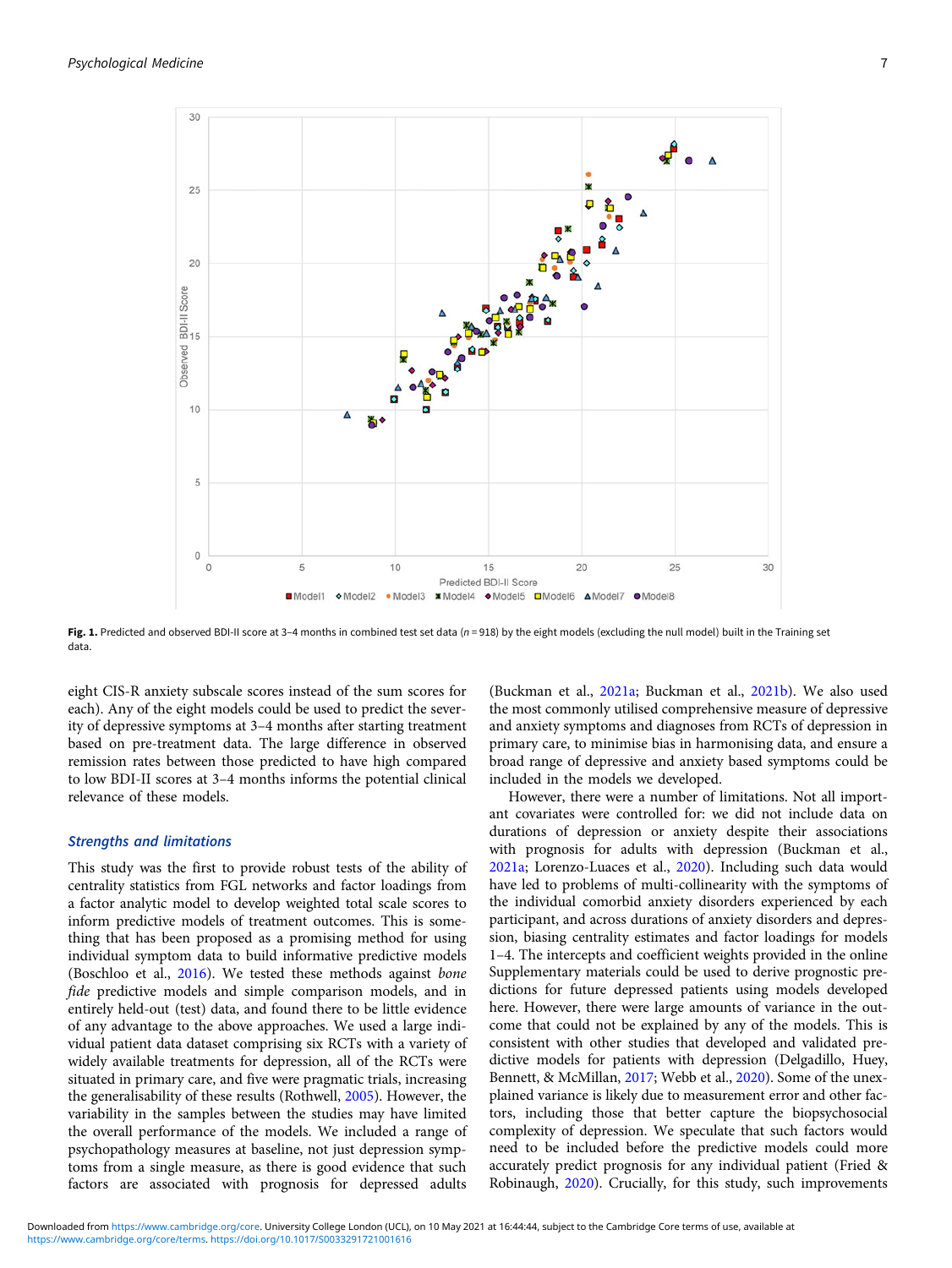**Fig. 1.** Predicted and observed BDI-II score at 3–4 months in combined test set data ($n$ = 918) by the eight models (excluding the null model) built in the Training set data.

eight CIS-R anxiety subscale scores instead of the sum scores for each). Any of the eight models could be used to predict the severity of depressive symptoms at 3–4 months after starting treatment based on pre-treatment data. The large difference in observed remission rates between those predicted to have high compared to low BDI-II scores at 3–4 months informs the potential clinical relevance of these models.

### Strengths and limitations

This study was the first to provide robust tests of the ability of centrality statistics from FGL networks and factor loadings from a factor analytic model to develop weighted total scale scores to inform predictive models of treatment outcomes. This is something that has been proposed as a promising method for using individual symptom data to build informative predictive models (Boschloo et al., 2016). We tested these methods against *bone fide* predictive models and simple comparison models, and in entirely held-out (test) data, and found there to be little evidence of any advantage to the above approaches. We used a large individual patient data dataset comprising six RCTs with a variety of widely available treatments for depression, all of the RCTs were situated in primary care, and five were pragmatic trials, increasing the generalisability of these results (Rothwell, 2005). However, the variability in the samples between the studies may have limited the overall performance of the models. We included a range of psychopathology measures at baseline, not just depression symptoms from a single measure, as there is good evidence that such factors are associated with prognosis for depressed adults (Buckman et al., 2021a; Buckman et al., 2021b). We also used the most commonly utilised comprehensive measure of depressive and anxiety symptoms and diagnoses from RCTs of depression in primary care, to minimise bias in harmonising data, and ensure a broad range of depressive and anxiety based symptoms could be included in the models we developed.

However, there were a number of limitations. Not all important covariates were controlled for: we did not include data on durations of depression or anxiety despite their associations with prognosis for adults with depression (Buckman et al., 2021a; Lorenzo-Luaces et al., 2020). Including such data would have led to problems of multi-collinearity with the symptoms of the individual comorbid anxiety disorders experienced by each participant, and across durations of anxiety disorders and depression, biasing centrality estimates and factor loadings for models 1–4. The intercepts and coefficient weights provided in the online Supplementary materials could be used to derive prognostic predictions for future depressed patients using models developed here. However, there were large amounts of variance in the outcome that could not be explained by any of the models. This is consistent with other studies that developed and validated predictive models for patients with depression (Delgadillo, Huey, Bennett, & McMillan, 2017; Webb et al., 2020). Some of the unexplained variance is likely due to measurement error and other factors, including those that better capture the biopsychosocial complexity of depression. We speculate that such factors would need to be included before the predictive models could more accurately predict prognosis for any individual patient (Fried & Robinaugh, 2020). Crucially, for this study, such improvements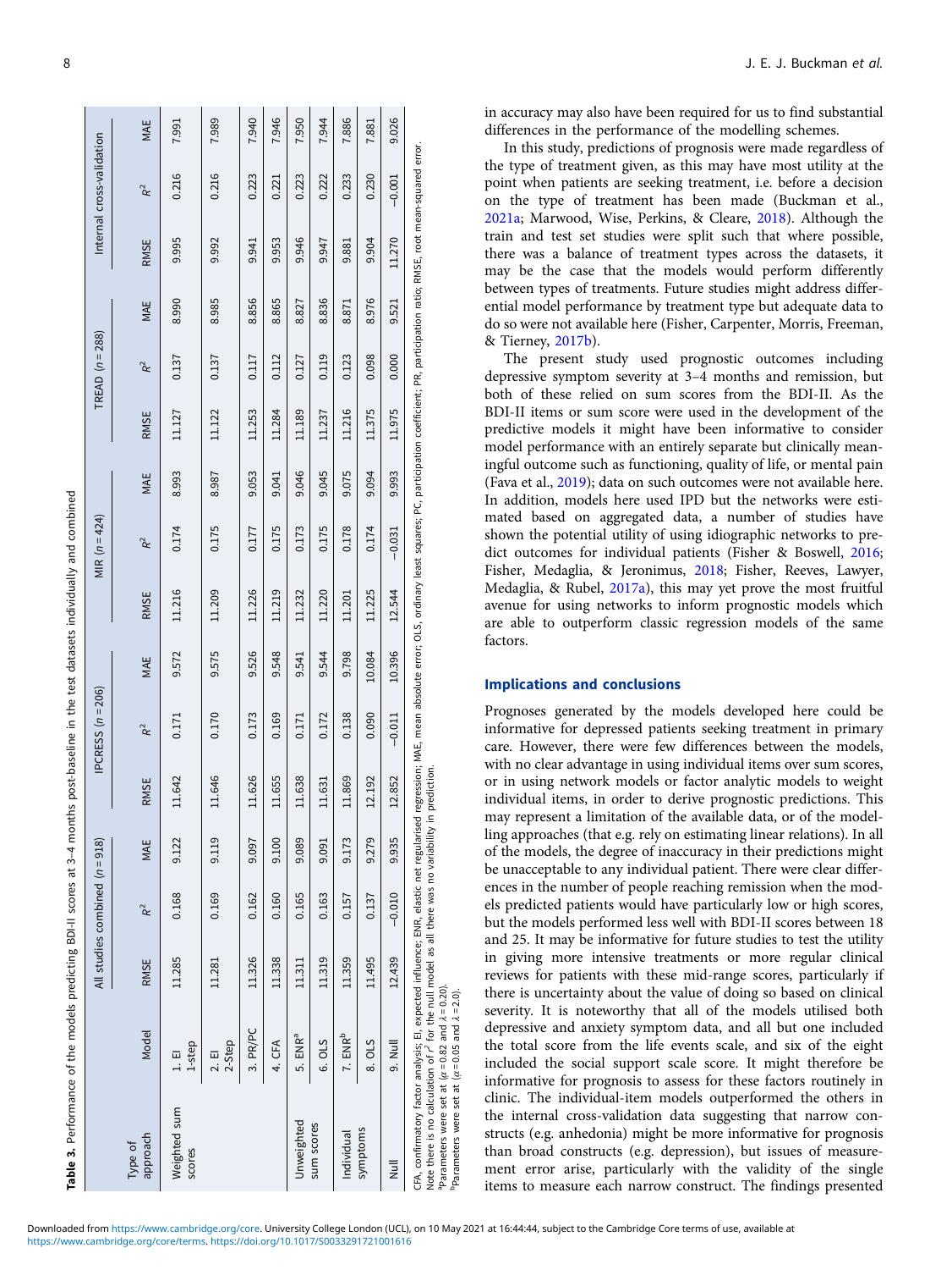**Table 3.** Performance of the models predicting BDI-II scores at 3–4 months post-baseline in the test datasets individually and combined

| Type of approach | Model | All studies combined ($n$ = 918) | | | IPCRESS ($n$ = 206) | | | MIR ($n$ = 424) | | | TREAD ($n$ = 288) | | | Internal cross-validation | | |
|---|---|---|---|---|---|---|---|---|---|---|---|---|---|---|---|---|
| | | RMSE | $R^2$ | MAE | RMSE | $R^2$ | MAE | RMSE | $R^2$ | MAE | RMSE | $R^2$ | MAE | RMSE | $R^2$ | MAE |
| Weighted sum scores | 1. EI 1-step | 11.285 | 0.168 | 9.122 | 11.642 | 0.171 | 9.572 | 11.216 | 0.174 | 8.993 | 11.127 | 0.137 | 8.990 | 9.995 | 0.216 | 7.991 |
| | 2. EI 2-Step | 11.281 | 0.169 | 9.119 | 11.646 | 0.170 | 9.575 | 11.209 | 0.175 | 8.987 | 11.122 | 0.137 | 8.985 | 9.992 | 0.216 | 7.989 |
| | 3. PR/PC | 11.326 | 0.162 | 9.097 | 11.626 | 0.173 | 9.526 | 11.226 | 0.177 | 9.053 | 11.253 | 0.117 | 8.856 | 9.941 | 0.223 | 7.940 |
| | 4. CFA | 11.338 | 0.160 | 9.100 | 11.655 | 0.169 | 9.548 | 11.219 | 0.175 | 9.041 | 11.284 | 0.112 | 8.865 | 9.953 | 0.221 | 7.946 |
| Unweighted sum scores | 5. ENR[a] | 11.311 | 0.165 | 9.089 | 11.638 | 0.171 | 9.541 | 11.232 | 0.173 | 9.046 | 11.189 | 0.127 | 8.827 | 9.946 | 0.223 | 7.950 |
| | 6. OLS | 11.319 | 0.163 | 9.091 | 11.631 | 0.172 | 9.544 | 11.220 | 0.175 | 9.045 | 11.237 | 0.119 | 8.836 | 9.947 | 0.222 | 7.944 |
| Individual symptoms | 7. ENR[b] | 11.359 | 0.157 | 9.173 | 11.869 | 0.138 | 9.798 | 11.201 | 0.178 | 9.075 | 11.216 | 0.123 | 8.871 | 9.881 | 0.233 | 7.886 |
| | 8. OLS | 11.495 | 0.137 | 9.279 | 12.192 | 0.090 | 10.084 | 11.225 | 0.174 | 9.094 | 11.375 | 0.098 | 8.976 | 9.904 | 0.230 | 7.881 |
| Null | 9. Null | 12.439 | −0.010 | 9.935 | 12.852 | −0.011 | 10.396 | 12.544 | −0.031 | 9.993 | 11.975 | 0.000 | 9.521 | 11.270 | −0.001 | 9.026 |

CFA, confirmatory factor analysis; EI, expected influence; ENR, elastic net regularised regression; MAE, mean absolute error; OLS, ordinary least squares; PC, participation coefficient; PR, participation ratio; RMSE, root mean-squared error.
Note there is no calculation of $r^2$ for the null model as all there was no variability in prediction.
[a]Parameters were set at ($\alpha$ = 0.82 and $\lambda$ = 0.20).
[b]Parameters were set at ($\alpha$ = 0.05 and $\lambda$ = 2.0).

in accuracy may also have been required for us to find substantial differences in the performance of the modelling schemes.

In this study, predictions of prognosis were made regardless of the type of treatment given, as this may have most utility at the point when patients are seeking treatment, i.e. before a decision on the type of treatment has been made (Buckman et al., 2021a; Marwood, Wise, Perkins, & Cleare, 2018). Although the train and test set studies were split such that where possible, there was a balance of treatment types across the datasets, it may be the case that the models would perform differently between types of treatments. Future studies might address differential model performance by treatment type but adequate data to do so were not available here (Fisher, Carpenter, Morris, Freeman, & Tierney, 2017b).

The present study used prognostic outcomes including depressive symptom severity at 3–4 months and remission, but both of these relied on sum scores from the BDI-II. As the BDI-II items or sum score were used in the development of the predictive models it might have been informative to consider model performance with an entirely separate but clinically meaningful outcome such as functioning, quality of life, or mental pain (Fava et al., 2019); data on such outcomes were not available here. In addition, models here used IPD but the networks were estimated based on aggregated data, a number of studies have shown the potential utility of using idiographic networks to predict outcomes for individual patients (Fisher & Boswell, 2016; Fisher, Medaglia, & Jeronimus, 2018; Fisher, Reeves, Lawyer, Medaglia, & Rubel, 2017a), this may yet prove the most fruitful avenue for using networks to inform prognostic models which are able to outperform classic regression models of the same factors.

## Implications and conclusions

Prognoses generated by the models developed here could be informative for depressed patients seeking treatment in primary care. However, there were few differences between the models, with no clear advantage in using individual items over sum scores, or in using network models or factor analytic models to weight individual items, in order to derive prognostic predictions. This may represent a limitation of the available data, or of the modelling approaches (that e.g. rely on estimating linear relations). In all of the models, the degree of inaccuracy in their predictions might be unacceptable to any individual patient. There were clear differences in the number of people reaching remission when the models predicted patients would have particularly low or high scores, but the models performed less well with BDI-II scores between 18 and 25. It may be informative for future studies to test the utility in giving more intensive treatments or more regular clinical reviews for patients with these mid-range scores, particularly if there is uncertainty about the value of doing so based on clinical severity. It is noteworthy that all of the models utilised both depressive and anxiety symptom data, and all but one included the total score from the life events scale, and six of the eight included the social support scale score. It might therefore be informative for prognosis to assess for these factors routinely in clinic. The individual-item models outperformed the others in the internal cross-validation data suggesting that narrow constructs (e.g. anhedonia) might be more informative for prognosis than broad constructs (e.g. depression), but issues of measurement error arise, particularly with the validity of the single items to measure each narrow construct. The findings presented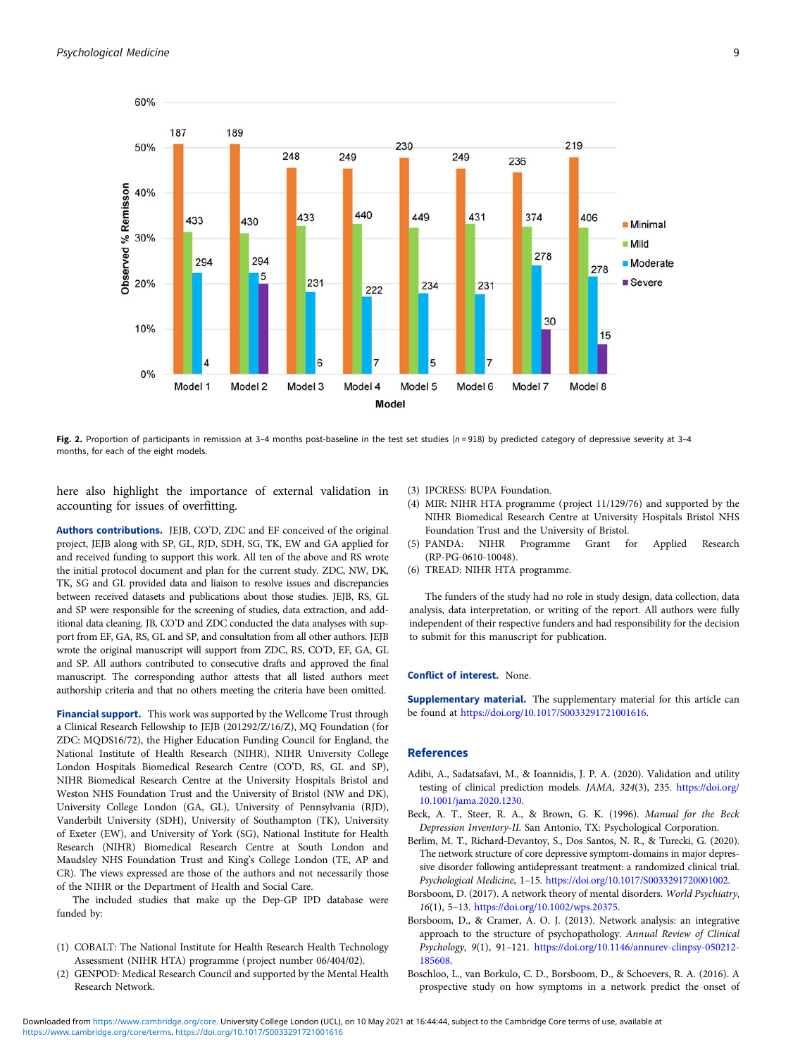Fig. 2. Proportion of participants in remission at 3–4 months post-baseline in the test set studies ($n$ = 918) by predicted category of depressive severity at 3–4 months, for each of the eight models.

here also highlight the importance of external validation in accounting for issues of overfitting.

**Authors contributions.** JEJB, CO'D, ZDC and EF conceived of the original project, JEJB along with SP, GL, RJD, SDH, SG, TK, EW and GA applied for and received funding to support this work. All ten of the above and RS wrote the initial protocol document and plan for the current study. ZDC, NW, DK, TK, SG and GL provided data and liaison to resolve issues and discrepancies between received datasets and publications about those studies. JEJB, RS, GL and SP were responsible for the screening of studies, data extraction, and additional data cleaning. JB, CO'D and ZDC conducted the data analyses with support from EF, GA, RS, GL and SP, and consultation from all other authors. JEJB wrote the original manuscript will support from ZDC, RS, CO'D, EF, GA, GL and SP. All authors contributed to consecutive drafts and approved the final manuscript. The corresponding author attests that all listed authors meet authorship criteria and that no others meeting the criteria have been omitted.

**Financial support.** This work was supported by the Wellcome Trust through a Clinical Research Fellowship to JEJB (201292/Z/16/Z), MQ Foundation (for ZDC: MQDS16/72), the Higher Education Funding Council for England, the National Institute of Health Research (NIHR), NIHR University College London Hospitals Biomedical Research Centre (CO'D, RS, GL and SP), NIHR Biomedical Research Centre at the University Hospitals Bristol and Weston NHS Foundation Trust and the University of Bristol (NW and DK), University College London (GA, GL), University of Pennsylvania (RJD), Vanderbilt University (SDH), University of Southampton (TK), University of Exeter (EW), and University of York (SG), National Institute for Health Research (NIHR) Biomedical Research Centre at South London and Maudsley NHS Foundation Trust and King's College London (TE, AP and CR). The views expressed are those of the authors and not necessarily those of the NIHR or the Department of Health and Social Care.

The included studies that make up the Dep-GP IPD database were funded by:

(1) COBALT: The National Institute for Health Research Health Technology Assessment (NIHR HTA) programme (project number 06/404/02).
(2) GENPOD: Medical Research Council and supported by the Mental Health Research Network.
(3) IPCRESS: BUPA Foundation.
(4) MIR: NIHR HTA programme (project 11/129/76) and supported by the NIHR Biomedical Research Centre at University Hospitals Bristol NHS Foundation Trust and the University of Bristol.
(5) PANDA: NIHR Programme Grant for Applied Research (RP-PG-0610-10048).
(6) TREAD: NIHR HTA programme.

The funders of the study had no role in study design, data collection, data analysis, data interpretation, or writing of the report. All authors were fully independent of their respective funders and had responsibility for the decision to submit for this manuscript for publication.

**Conflict of interest.** None.

**Supplementary material.** The supplementary material for this article can be found at https://doi.org/10.1017/S0033291721001616.

## References

Adibi, A., Sadatsafavi, M., & Ioannidis, J. P. A. (2020). Validation and utility testing of clinical prediction models. *JAMA*, *324*(3), 235. https://doi.org/10.1001/jama.2020.1230.

Beck, A. T., Steer, R. A., & Brown, G. K. (1996). *Manual for the Beck Depression Inventory-II*. San Antonio, TX: Psychological Corporation.

Berlim, M. T., Richard-Devantoy, S., Dos Santos, N. R., & Turecki, G. (2020). The network structure of core depressive symptom-domains in major depressive disorder following antidepressant treatment: a randomized clinical trial. *Psychological Medicine*, 1–15. https://doi.org/10.1017/S0033291720001002.

Borsboom, D. (2017). A network theory of mental disorders. *World Psychiatry*, *16*(1), 5–13. https://doi.org/10.1002/wps.20375.

Borsboom, D., & Cramer, A. O. J. (2013). Network analysis: an integrative approach to the structure of psychopathology. *Annual Review of Clinical Psychology*, *9*(1), 91–121. https://doi.org/10.1146/annurev-clinpsy-050212-185608.

Boschloo, L., van Borkulo, C. D., Borsboom, D., & Schoevers, R. A. (2016). A prospective study on how symptoms in a network predict the onset of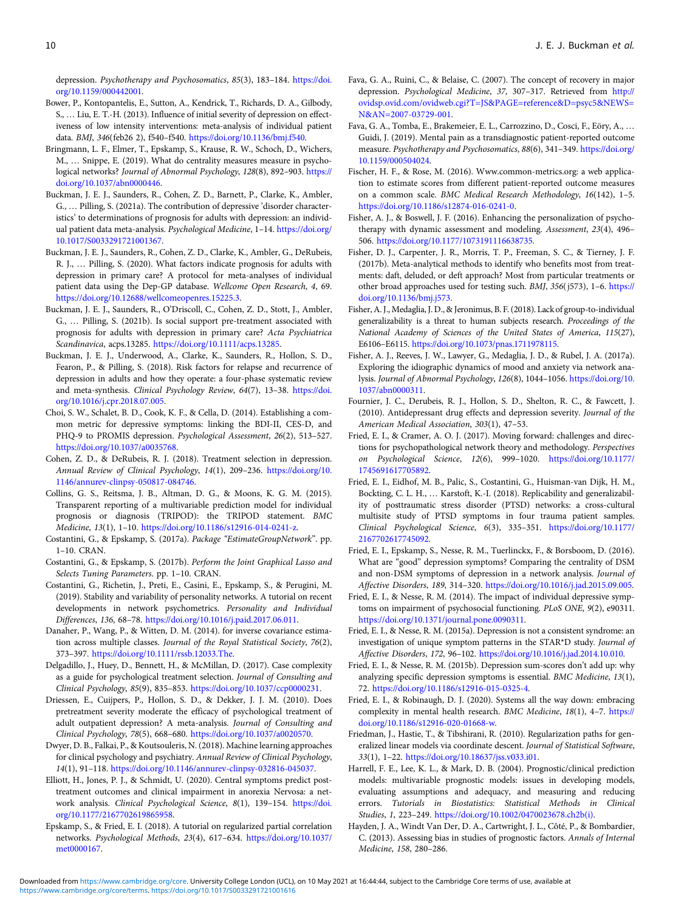depression. *Psychotherapy and Psychosomatics*, *85*(3), 183–184. https://doi.org/10.1159/000442001.

Bower, P., Kontopantelis, E., Sutton, A., Kendrick, T., Richards, D. A., Gilbody, S., … Liu, E. T.-H. (2013). Influence of initial severity of depression on effectiveness of low intensity interventions: meta-analysis of individual patient data. *BMJ*, *346*(feb26 2), f540–f540. https://doi.org/10.1136/bmj.f540.

Bringmann, L. F., Elmer, T., Epskamp, S., Krause, R. W., Schoch, D., Wichers, M., … Snippe, E. (2019). What do centrality measures measure in psychological networks? *Journal of Abnormal Psychology*, *128*(8), 892–903. https://doi.org/10.1037/abn0000446.

Buckman, J. E. J., Saunders, R., Cohen, Z. D., Barnett, P., Clarke, K., Ambler, G., … Pilling, S. (2021a). The contribution of depressive 'disorder characteristics' to determinations of prognosis for adults with depression: an individual patient data meta-analysis. *Psychological Medicine*, 1–14. https://doi.org/10.1017/S0033291721001367.

Buckman, J. E. J., Saunders, R., Cohen, Z. D., Clarke, K., Ambler, G., DeRubeis, R. J., … Pilling, S. (2020). What factors indicate prognosis for adults with depression in primary care? A protocol for meta-analyses of individual patient data using the Dep-GP database. *Wellcome Open Research*, *4*, 69. https://doi.org/10.12688/wellcomeopenres.15225.3.

Buckman, J. E. J., Saunders, R., O'Driscoll, C., Cohen, Z. D., Stott, J., Ambler, G., … Pilling, S. (2021b). Is social support pre-treatment associated with prognosis for adults with depression in primary care? *Acta Psychiatrica Scandinavica*, acps.13285. https://doi.org/10.1111/acps.13285.

Buckman, J. E. J., Underwood, A., Clarke, K., Saunders, R., Hollon, S. D., Fearon, P., & Pilling, S. (2018). Risk factors for relapse and recurrence of depression in adults and how they operate: a four-phase systematic review and meta-synthesis. *Clinical Psychology Review*, *64*(7), 13–38. https://doi.org/10.1016/j.cpr.2018.07.005.

Choi, S. W., Schalet, B. D., Cook, K. F., & Cella, D. (2014). Establishing a common metric for depressive symptoms: linking the BDI-II, CES-D, and PHQ-9 to PROMIS depression. *Psychological Assessment*, *26*(2), 513–527. https://doi.org/10.1037/a0035768.

Cohen, Z. D., & DeRubeis, R. J. (2018). Treatment selection in depression. *Annual Review of Clinical Psychology*, *14*(1), 209–236. https://doi.org/10.1146/annurev-clinpsy-050817-084746.

Collins, G. S., Reitsma, J. B., Altman, D. G., & Moons, K. G. M. (2015). Transparent reporting of a multivariable prediction model for individual prognosis or diagnosis (TRIPOD): the TRIPOD statement. *BMC Medicine*, *13*(1), 1–10. https://doi.org/10.1186/s12916-014-0241-z.

Costantini, G., & Epskamp, S. (2017a). *Package "EstimateGroupNetwork"*. pp. 1–10. CRAN.

Costantini, G., & Epskamp, S. (2017b). *Perform the Joint Graphical Lasso and Selects Tuning Parameters*. pp. 1–10. CRAN.

Costantini, G., Richetin, J., Preti, E., Casini, E., Epskamp, S., & Perugini, M. (2019). Stability and variability of personality networks. A tutorial on recent developments in network psychometrics. *Personality and Individual Differences*, *136*, 68–78. https://doi.org/10.1016/j.paid.2017.06.011.

Danaher, P., Wang, P., & Witten, D. M. (2014). for inverse covariance estimation across multiple classes. *Journal of the Royal Statistical Society*, *76*(2), 373–397. https://doi.org/10.1111/rssb.12033.The.

Delgadillo, J., Huey, D., Bennett, H., & McMillan, D. (2017). Case complexity as a guide for psychological treatment selection. *Journal of Consulting and Clinical Psychology*, *85*(9), 835–853. https://doi.org/10.1037/ccp0000231.

Driessen, E., Cuijpers, P., Hollon, S. D., & Dekker, J. J. M. (2010). Does pretreatment severity moderate the efficacy of psychological treatment of adult outpatient depression? A meta-analysis. *Journal of Consulting and Clinical Psychology*, *78*(5), 668–680. https://doi.org/10.1037/a0020570.

Dwyer, D. B., Falkai, P., & Koutsouleris, N. (2018). Machine learning approaches for clinical psychology and psychiatry. *Annual Review of Clinical Psychology*, *14*(1), 91–118. https://doi.org/10.1146/annurev-clinpsy-032816-045037.

Elliott, H., Jones, P. J., & Schmidt, U. (2020). Central symptoms predict post-treatment outcomes and clinical impairment in anorexia Nervosa: a network analysis. *Clinical Psychological Science*, *8*(1), 139–154. https://doi.org/10.1177/2167702619865958.

Epskamp, S., & Fried, E. I. (2018). A tutorial on regularized partial correlation networks. *Psychological Methods*, *23*(4), 617–634. https://doi.org/10.1037/met0000167.

Fava, G. A., Ruini, C., & Belaise, C. (2007). The concept of recovery in major depression. *Psychological Medicine*, *37*, 307–317. Retrieved from http://ovidsp.ovid.com/ovidweb.cgi?T=JS&PAGE=reference&D=psyc5&NEWS=N&AN=2007-03729-001.

Fava, G. A., Tomba, E., Brakemeier, E. L., Carrozzino, D., Cosci, F., Eöry, A., … Guidi, J. (2019). Mental pain as a transdiagnostic patient-reported outcome measure. *Psychotherapy and Psychosomatics*, *88*(6), 341–349. https://doi.org/10.1159/000504024.

Fischer, H. F., & Rose, M. (2016). Www.common-metrics.org: a web application to estimate scores from different patient-reported outcome measures on a common scale. *BMC Medical Research Methodology*, *16*(142), 1–5. https://doi.org/10.1186/s12874-016-0241-0.

Fisher, A. J., & Boswell, J. F. (2016). Enhancing the personalization of psychotherapy with dynamic assessment and modeling. *Assessment*, *23*(4), 496–506. https://doi.org/10.1177/1073191116638735.

Fisher, D. J., Carpenter, J. R., Morris, T. P., Freeman, S. C., & Tierney, J. F. (2017b). Meta-analytical methods to identify who benefits most from treatments: daft, deluded, or deft approach? Most from particular treatments or other broad approaches used for testing such. *BMJ*, *356*(j573), 1–6. https://doi.org/10.1136/bmj.j573.

Fisher, A. J., Medaglia, J. D., & Jeronimus, B. F. (2018). Lack of group-to-individual generalizability is a threat to human subjects research. *Proceedings of the National Academy of Sciences of the United States of America*, *115*(27), E6106–E6115. https://doi.org/10.1073/pnas.1711978115.

Fisher, A. J., Reeves, J. W., Lawyer, G., Medaglia, J. D., & Rubel, J. A. (2017a). Exploring the idiographic dynamics of mood and anxiety via network analysis. *Journal of Abnormal Psychology*, *126*(8), 1044–1056. https://doi.org/10.1037/abn0000311.

Fournier, J. C., Derubeis, R. J., Hollon, S. D., Shelton, R. C., & Fawcett, J. (2010). Antidepressant drug effects and depression severity. *Journal of the American Medical Association*, *303*(1), 47–53.

Fried, E. I., & Cramer, A. O. J. (2017). Moving forward: challenges and directions for psychopathological network theory and methodology. *Perspectives on Psychological Science*, *12*(6), 999–1020. https://doi.org/10.1177/1745691617705892.

Fried, E. I., Eidhof, M. B., Palic, S., Costantini, G., Huisman-van Dijk, H. M., Bockting, C. L. H., … Karstoft, K.-I. (2018). Replicability and generalizability of posttraumatic stress disorder (PTSD) networks: a cross-cultural multisite study of PTSD symptoms in four trauma patient samples. *Clinical Psychological Science*, *6*(3), 335–351. https://doi.org/10.1177/2167702617745092.

Fried, E. I., Epskamp, S., Nesse, R. M., Tuerlinckx, F., & Borsboom, D. (2016). What are "good" depression symptoms? Comparing the centrality of DSM and non-DSM symptoms of depression in a network analysis. *Journal of Affective Disorders*, *189*, 314–320. https://doi.org/10.1016/j.jad.2015.09.005.

Fried, E. I., & Nesse, R. M. (2014). The impact of individual depressive symptoms on impairment of psychosocial functioning. *PLoS ONE*, *9*(2), e90311. https://doi.org/10.1371/journal.pone.0090311.

Fried, E. I., & Nesse, R. M. (2015a). Depression is not a consistent syndrome: an investigation of unique symptom patterns in the STAR*D study. *Journal of Affective Disorders*, *172*, 96–102. https://doi.org/10.1016/j.jad.2014.10.010.

Fried, E. I., & Nesse, R. M. (2015b). Depression sum-scores don't add up: why analyzing specific depression symptoms is essential. *BMC Medicine*, *13*(1), 72. https://doi.org/10.1186/s12916-015-0325-4.

Fried, E. I., & Robinaugh, D. J. (2020). Systems all the way down: embracing complexity in mental health research. *BMC Medicine*, *18*(1), 4–7. https://doi.org/10.1186/s12916-020-01668-w.

Friedman, J., Hastie, T., & Tibshirani, R. (2010). Regularization paths for generalized linear models via coordinate descent. *Journal of Statistical Software*, *33*(1), 1–22. https://doi.org/10.18637/jss.v033.i01.

Harrell, F. E., Lee, K. L., & Mark, D. B. (2004). Prognostic/clinical prediction models: multivariable prognostic models: issues in developing models, evaluating assumptions and adequacy, and measuring and reducing errors. *Tutorials in Biostatistics: Statistical Methods in Clinical Studies*, *1*, 223–249. https://doi.org/10.1002/0470023678.ch2b(i).

Hayden, J. A., Windt Van Der, D. A., Cartwright, J. L., Côté, P., & Bombardier, C. (2013). Assessing bias in studies of prognostic factors. *Annals of Internal Medicine*, *158*, 280–286.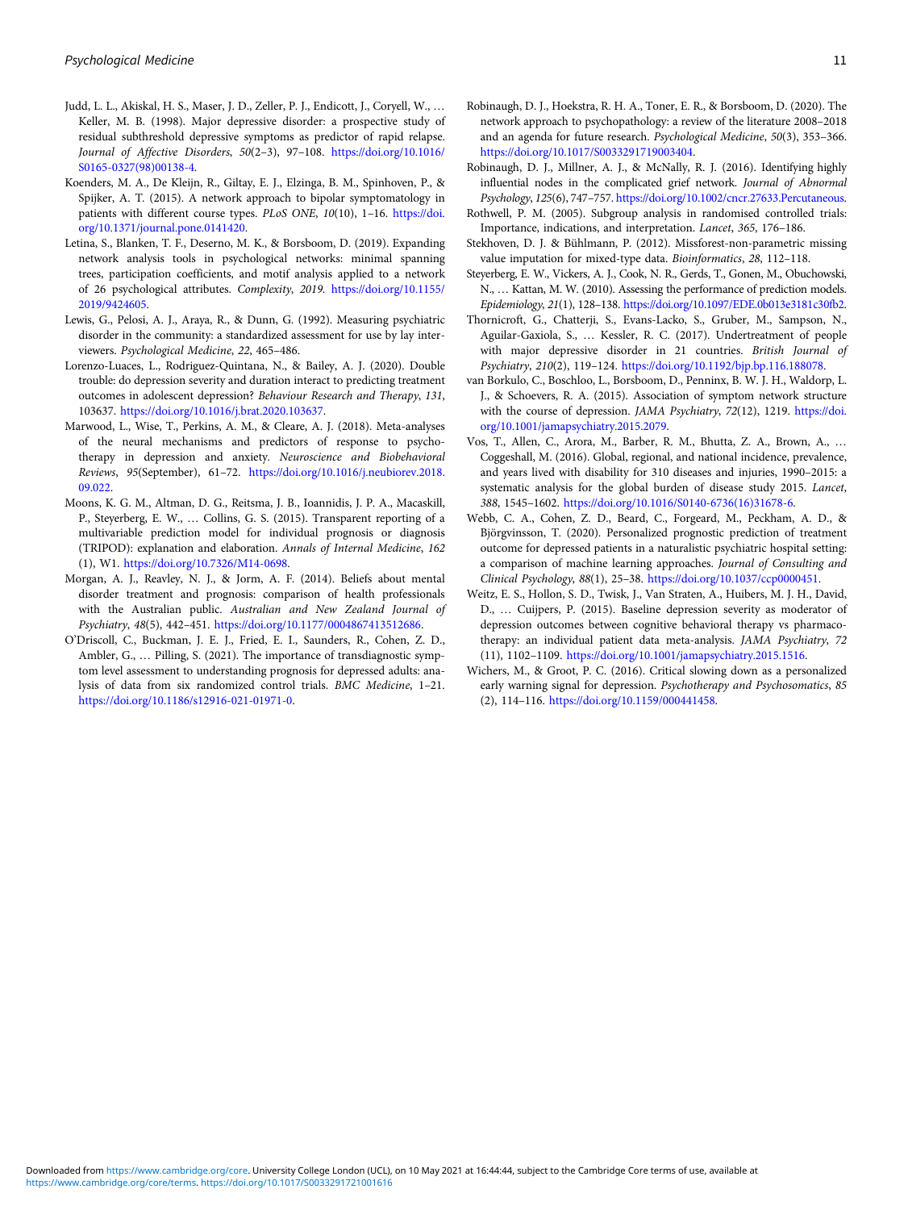Judd, L. L., Akiskal, H. S., Maser, J. D., Zeller, P. J., Endicott, J., Coryell, W., … Keller, M. B. (1998). Major depressive disorder: a prospective study of residual subthreshold depressive symptoms as predictor of rapid relapse. *Journal of Affective Disorders*, *50*(2–3), 97–108. https://doi.org/10.1016/S0165-0327(98)00138-4.

Koenders, M. A., De Kleijn, R., Giltay, E. J., Elzinga, B. M., Spinhoven, P., & Spijker, A. T. (2015). A network approach to bipolar symptomatology in patients with different course types. *PLoS ONE*, *10*(10), 1–16. https://doi.org/10.1371/journal.pone.0141420.

Letina, S., Blanken, T. F., Deserno, M. K., & Borsboom, D. (2019). Expanding network analysis tools in psychological networks: minimal spanning trees, participation coefficients, and motif analysis applied to a network of 26 psychological attributes. *Complexity*, *2019*. https://doi.org/10.1155/2019/9424605.

Lewis, G., Pelosi, A. J., Araya, R., & Dunn, G. (1992). Measuring psychiatric disorder in the community: a standardized assessment for use by lay interviewers. *Psychological Medicine*, *22*, 465–486.

Lorenzo-Luaces, L., Rodriguez-Quintana, N., & Bailey, A. J. (2020). Double trouble: do depression severity and duration interact to predicting treatment outcomes in adolescent depression? *Behaviour Research and Therapy*, *131*, 103637. https://doi.org/10.1016/j.brat.2020.103637.

Marwood, L., Wise, T., Perkins, A. M., & Cleare, A. J. (2018). Meta-analyses of the neural mechanisms and predictors of response to psychotherapy in depression and anxiety. *Neuroscience and Biobehavioral Reviews*, *95*(September), 61–72. https://doi.org/10.1016/j.neubiorev.2018.09.022.

Moons, K. G. M., Altman, D. G., Reitsma, J. B., Ioannidis, J. P. A., Macaskill, P., Steyerberg, E. W., … Collins, G. S. (2015). Transparent reporting of a multivariable prediction model for individual prognosis or diagnosis (TRIPOD): explanation and elaboration. *Annals of Internal Medicine*, *162* (1), W1. https://doi.org/10.7326/M14-0698.

Morgan, A. J., Reavley, N. J., & Jorm, A. F. (2014). Beliefs about mental disorder treatment and prognosis: comparison of health professionals with the Australian public. *Australian and New Zealand Journal of Psychiatry*, *48*(5), 442–451. https://doi.org/10.1177/0004867413512686.

O'Driscoll, C., Buckman, J. E. J., Fried, E. I., Saunders, R., Cohen, Z. D., Ambler, G., … Pilling, S. (2021). The importance of transdiagnostic symptom level assessment to understanding prognosis for depressed adults: analysis of data from six randomized control trials. *BMC Medicine*, 1–21. https://doi.org/10.1186/s12916-021-01971-0.

Robinaugh, D. J., Hoekstra, R. H. A., Toner, E. R., & Borsboom, D. (2020). The network approach to psychopathology: a review of the literature 2008–2018 and an agenda for future research. *Psychological Medicine*, *50*(3), 353–366. https://doi.org/10.1017/S0033291719003404.

Robinaugh, D. J., Millner, A. J., & McNally, R. J. (2016). Identifying highly influential nodes in the complicated grief network. *Journal of Abnormal Psychology*, *125*(6), 747–757. https://doi.org/10.1002/cncr.27633.Percutaneous.

Rothwell, P. M. (2005). Subgroup analysis in randomised controlled trials: Importance, indications, and interpretation. *Lancet*, *365*, 176–186.

Stekhoven, D. J. & Bühlmann, P. (2012). Missforest-non-parametric missing value imputation for mixed-type data. *Bioinformatics*, *28*, 112–118.

Steyerberg, E. W., Vickers, A. J., Cook, N. R., Gerds, T., Gonen, M., Obuchowski, N., … Kattan, M. W. (2010). Assessing the performance of prediction models. *Epidemiology*, *21*(1), 128–138. https://doi.org/10.1097/EDE.0b013e3181c30fb2.

Thornicroft, G., Chatterji, S., Evans-Lacko, S., Gruber, M., Sampson, N., Aguilar-Gaxiola, S., … Kessler, R. C. (2017). Undertreatment of people with major depressive disorder in 21 countries. *British Journal of Psychiatry*, *210*(2), 119–124. https://doi.org/10.1192/bjp.bp.116.188078.

van Borkulo, C., Boschloo, L., Borsboom, D., Penninx, B. W. J. H., Waldorp, L. J., & Schoevers, R. A. (2015). Association of symptom network structure with the course of depression. *JAMA Psychiatry*, *72*(12), 1219. https://doi.org/10.1001/jamapsychiatry.2015.2079.

Vos, T., Allen, C., Arora, M., Barber, R. M., Bhutta, Z. A., Brown, A., … Coggeshall, M. (2016). Global, regional, and national incidence, prevalence, and years lived with disability for 310 diseases and injuries, 1990–2015: a systematic analysis for the global burden of disease study 2015. *Lancet*, *388*, 1545–1602. https://doi.org/10.1016/S0140-6736(16)31678-6.

Webb, C. A., Cohen, Z. D., Beard, C., Forgeard, M., Peckham, A. D., & Björgvinsson, T. (2020). Personalized prognostic prediction of treatment outcome for depressed patients in a naturalistic psychiatric hospital setting: a comparison of machine learning approaches. *Journal of Consulting and Clinical Psychology*, *88*(1), 25–38. https://doi.org/10.1037/ccp0000451.

Weitz, E. S., Hollon, S. D., Twisk, J., Van Straten, A., Huibers, M. J. H., David, D., … Cuijpers, P. (2015). Baseline depression severity as moderator of depression outcomes between cognitive behavioral therapy vs pharmacotherapy: an individual patient data meta-analysis. *JAMA Psychiatry*, *72* (11), 1102–1109. https://doi.org/10.1001/jamapsychiatry.2015.1516.

Wichers, M., & Groot, P. C. (2016). Critical slowing down as a personalized early warning signal for depression. *Psychotherapy and Psychosomatics*, *85* (2), 114–116. https://doi.org/10.1159/000441458.